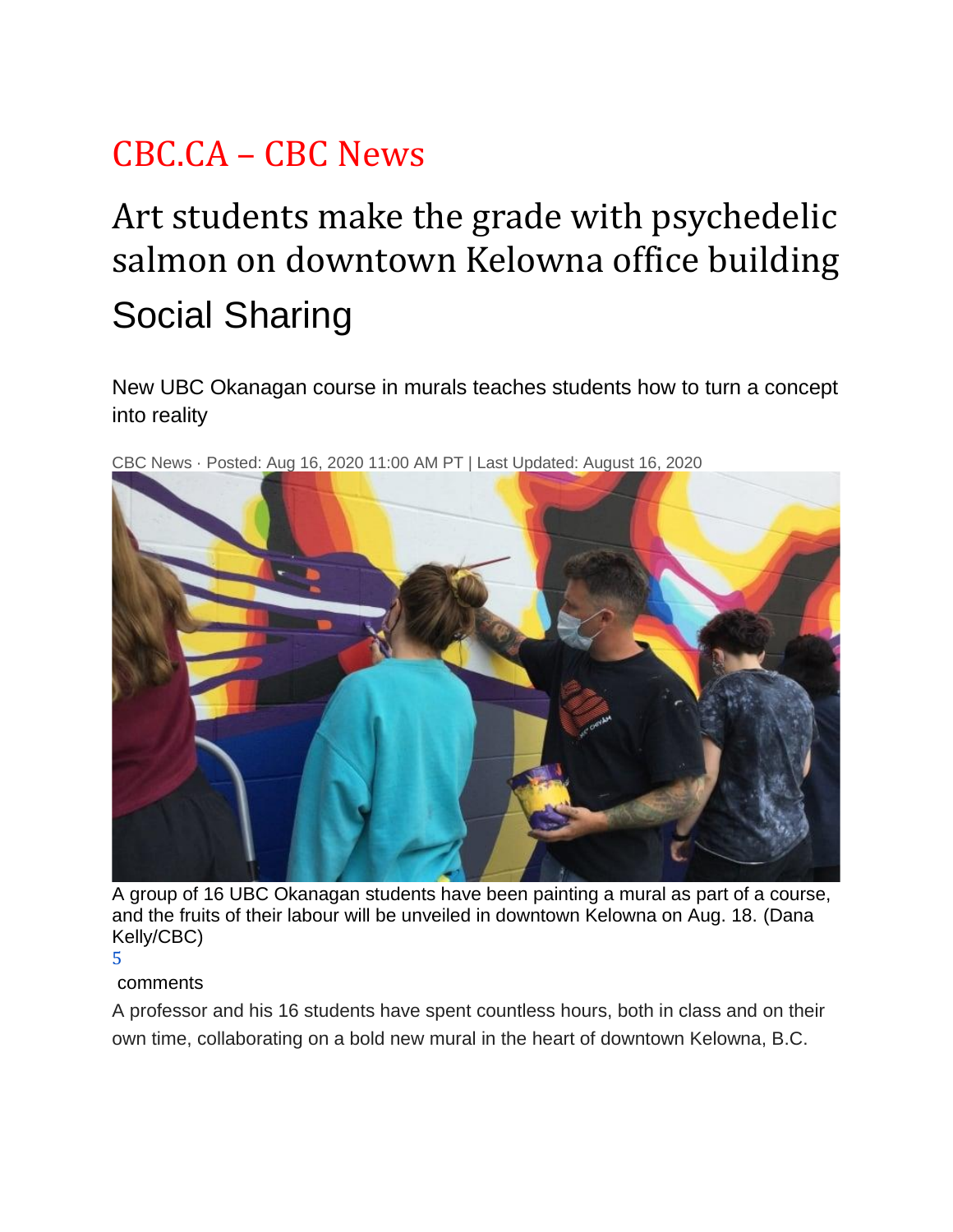CBC.CA – CBC News

# Art students make the grade with psychedelic salmon on downtown Kelowna office building

## Social Sharing

New UBC Okanagan course in murals teaches students how to turn a concept into reality

CBC News · Posted: Aug 16, 2020 11:00 AM PT | Last Updated: August 16, 2020

A group of 16 UBC Okanagan students have been painting a mural as part of a course, and the fruits of their labour will be unveiled in downtown Kelowna on Aug. 18. (Dana Kelly/CBC)

5

comments

A professor and his 16 students have spent countless hours, both in class and on their own time, collaborating on a bold new mural in the heart of downtown Kelowna, B.C.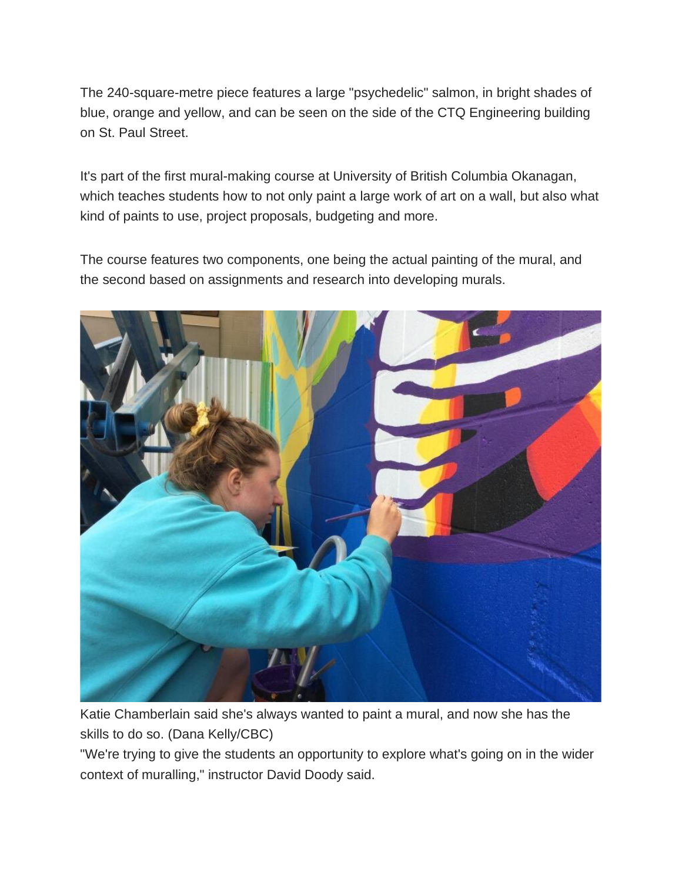The 240-square-metre piece features a large "psychedelic" salmon, in bright shades of blue, orange and yellow, and can be seen on the side of the CTQ Engineering building on St. Paul Street.

It's part of the first mural-making course at University of British Columbia Okanagan, which teaches students how to not only paint a large work of art on a wall, but also what kind of paints to use, project proposals, budgeting and more.

The course features two components, one being the actual painting of the mural, and the second based on assignments and research into developing murals.

Katie Chamberlain said she's always wanted to paint a mural, and now she has the skills to do so. (Dana Kelly/CBC)

"We're trying to give the students an opportunity to explore what's going on in the wider context of muralling," instructor David Doody said.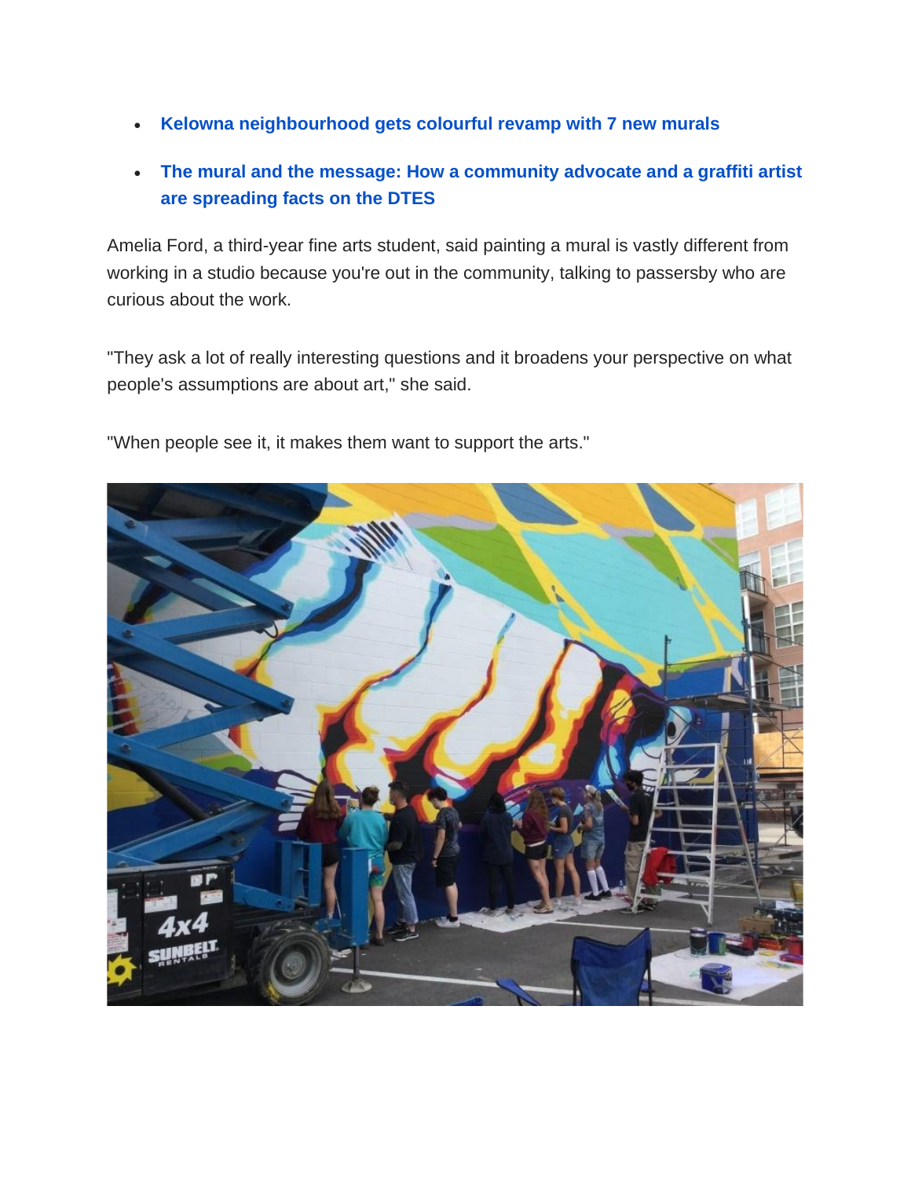- **Kelowna neighbourhood gets colourful revamp with 7 new murals**
- **The mural and the message: How a community advocate and a graffiti artist are spreading facts on the DTES**

Amelia Ford, a third-year fine arts student, said painting a mural is vastly different from working in a studio because you're out in the community, talking to passersby who are curious about the work.

"They ask a lot of really interesting questions and it broadens your perspective on what people's assumptions are about art," she said.

"When people see it, it makes them want to support the arts."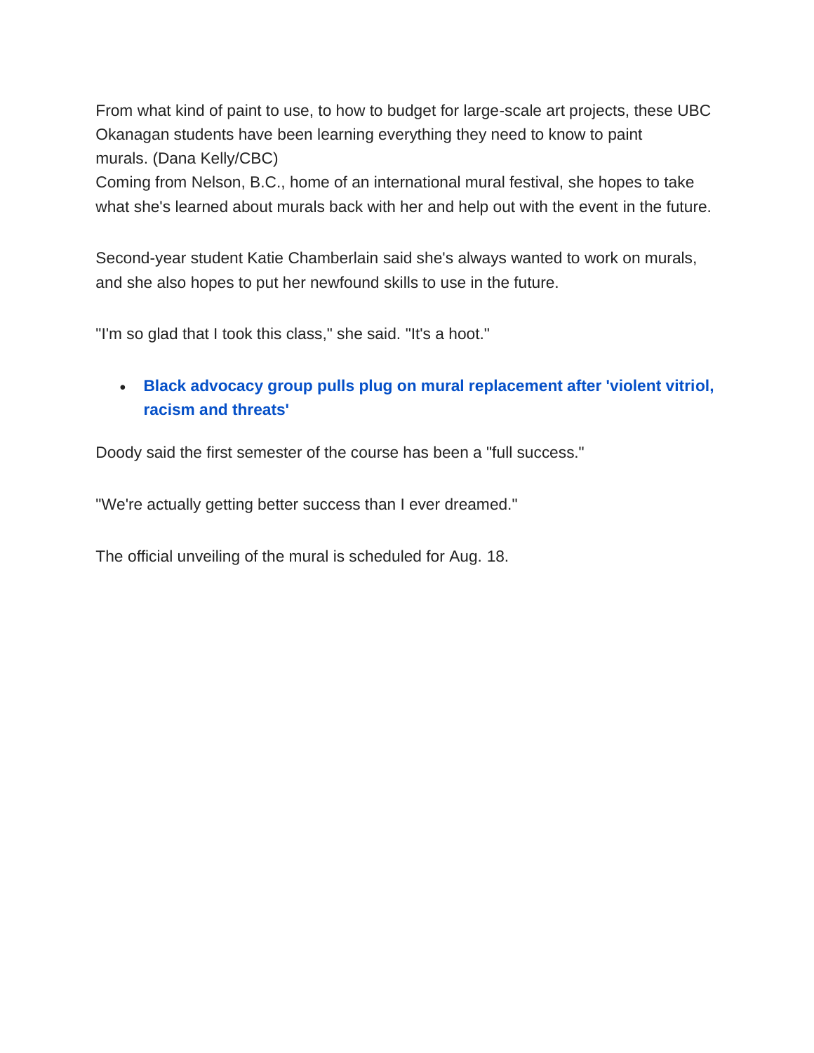From what kind of paint to use, to how to budget for large-scale art projects, these UBC Okanagan students have been learning everything they need to know to paint murals. (Dana Kelly/CBC)

Coming from Nelson, B.C., home of an international mural festival, she hopes to take what she's learned about murals back with her and help out with the event in the future.

Second-year student Katie Chamberlain said she's always wanted to work on murals, and she also hopes to put her newfound skills to use in the future.

"I'm so glad that I took this class," she said. "It's a hoot."

- **Black advocacy group pulls plug on mural replacement after 'violent vitriol, racism and threats'**

Doody said the first semester of the course has been a "full success."

"We're actually getting better success than I ever dreamed."

The official unveiling of the mural is scheduled for Aug. 18.